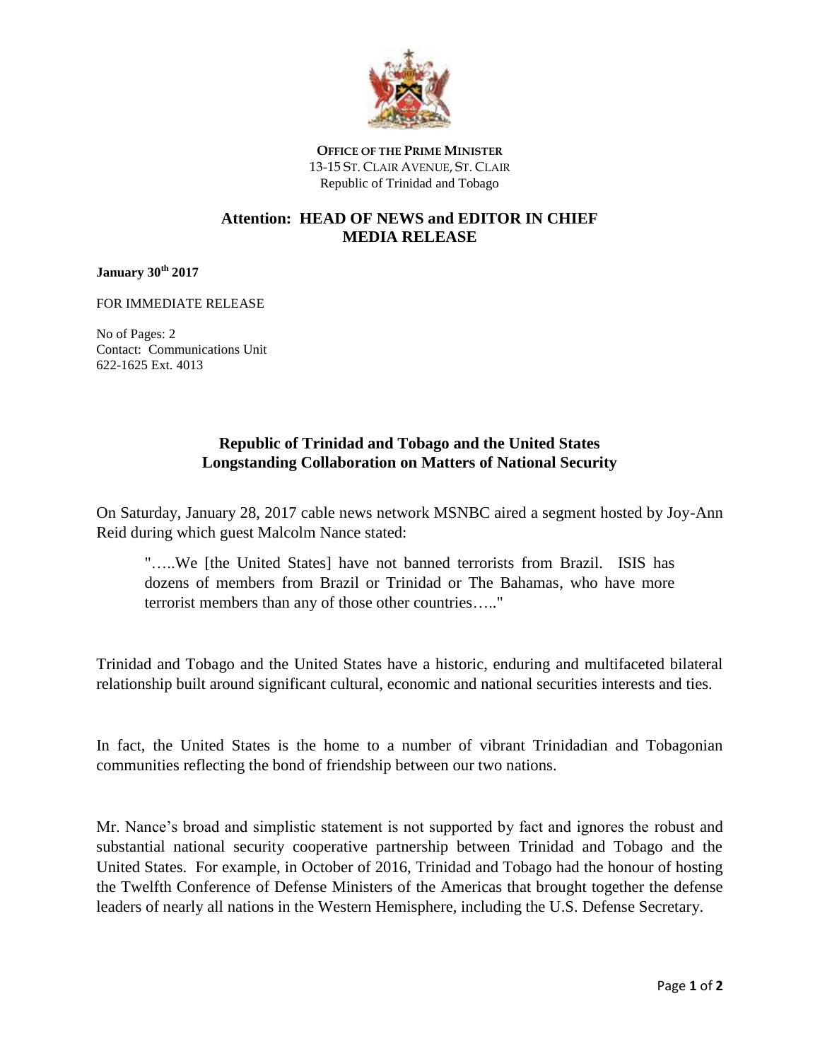**OFFICE OF THE PRIME MINISTER**
13-15 ST. CLAIR AVENUE, ST. CLAIR
Republic of Trinidad and Tobago

**Attention: HEAD OF NEWS and EDITOR IN CHIEF**
**MEDIA RELEASE**

**January 30th 2017**

FOR IMMEDIATE RELEASE

No of Pages: 2
Contact: Communications Unit
622-1625 Ext. 4013

## Republic of Trinidad and Tobago and the United States Longstanding Collaboration on Matters of National Security

On Saturday, January 28, 2017 cable news network MSNBC aired a segment hosted by Joy-Ann Reid during which guest Malcolm Nance stated:

> "…..We [the United States] have not banned terrorists from Brazil. ISIS has dozens of members from Brazil or Trinidad or The Bahamas, who have more terrorist members than any of those other countries….."

Trinidad and Tobago and the United States have a historic, enduring and multifaceted bilateral relationship built around significant cultural, economic and national securities interests and ties.

In fact, the United States is the home to a number of vibrant Trinidadian and Tobagonian communities reflecting the bond of friendship between our two nations.

Mr. Nance's broad and simplistic statement is not supported by fact and ignores the robust and substantial national security cooperative partnership between Trinidad and Tobago and the United States. For example, in October of 2016, Trinidad and Tobago had the honour of hosting the Twelfth Conference of Defense Ministers of the Americas that brought together the defense leaders of nearly all nations in the Western Hemisphere, including the U.S. Defense Secretary.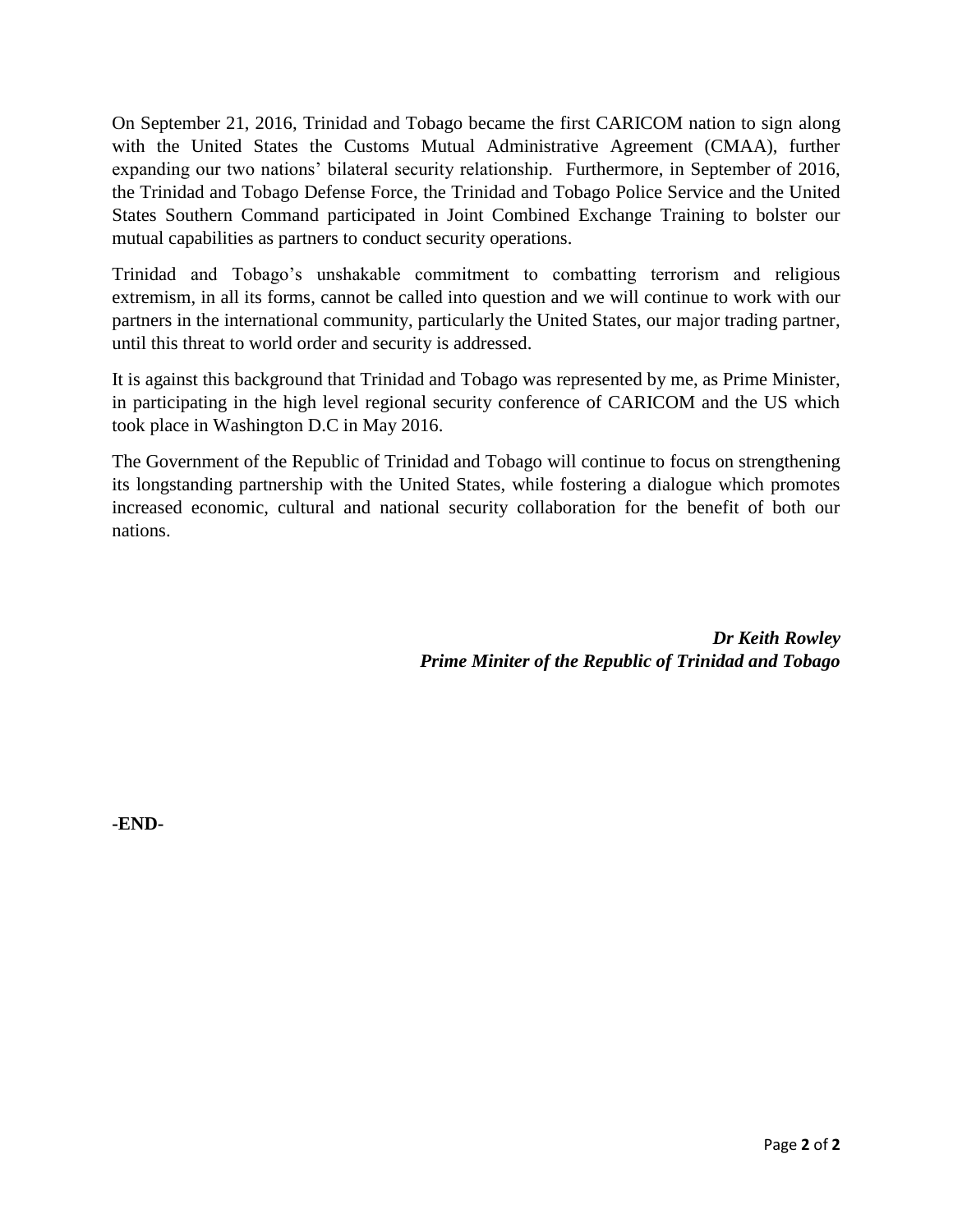On September 21, 2016, Trinidad and Tobago became the first CARICOM nation to sign along with the United States the Customs Mutual Administrative Agreement (CMAA), further expanding our two nations' bilateral security relationship. Furthermore, in September of 2016, the Trinidad and Tobago Defense Force, the Trinidad and Tobago Police Service and the United States Southern Command participated in Joint Combined Exchange Training to bolster our mutual capabilities as partners to conduct security operations.

Trinidad and Tobago's unshakable commitment to combatting terrorism and religious extremism, in all its forms, cannot be called into question and we will continue to work with our partners in the international community, particularly the United States, our major trading partner, until this threat to world order and security is addressed.

It is against this background that Trinidad and Tobago was represented by me, as Prime Minister, in participating in the high level regional security conference of CARICOM and the US which took place in Washington D.C in May 2016.

The Government of the Republic of Trinidad and Tobago will continue to focus on strengthening its longstanding partnership with the United States, while fostering a dialogue which promotes increased economic, cultural and national security collaboration for the benefit of both our nations.

***Dr Keith Rowley***
***Prime Miniter of the Republic of Trinidad and Tobago***

**-END-**